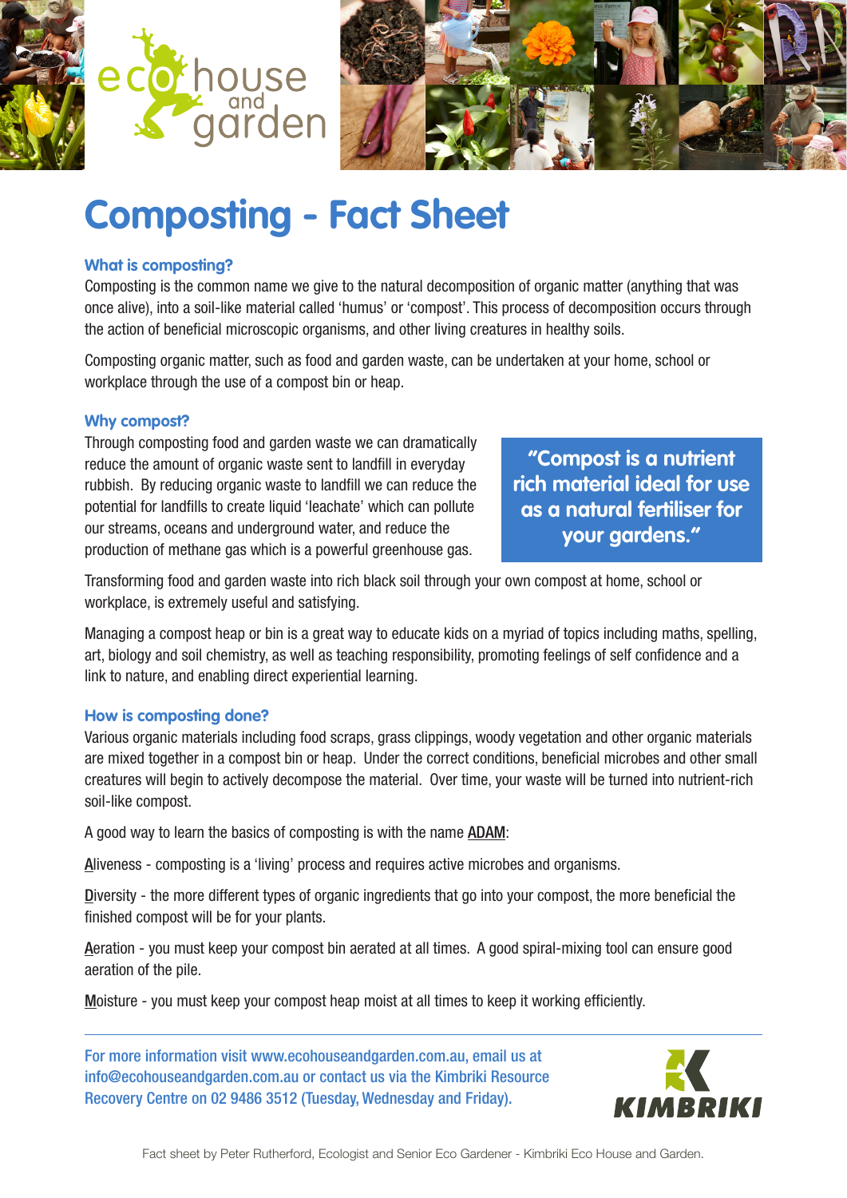# Composting - Fact Sheet

### What is composting?

Composting is the common name we give to the natural decomposition of organic matter (anything that was once alive), into a soil-like material called 'humus' or 'compost'. This process of decomposition occurs through the action of beneficial microscopic organisms, and other living creatures in healthy soils.

Composting organic matter, such as food and garden waste, can be undertaken at your home, school or workplace through the use of a compost bin or heap.

### Why compost?

Through composting food and garden waste we can dramatically reduce the amount of organic waste sent to landfill in everyday rubbish. By reducing organic waste to landfill we can reduce the potential for landfills to create liquid 'leachate' which can pollute our streams, oceans and underground water, and reduce the production of methane gas which is a powerful greenhouse gas.

> **"Compost is a nutrient rich material ideal for use as a natural fertiliser for your gardens."**

Transforming food and garden waste into rich black soil through your own compost at home, school or workplace, is extremely useful and satisfying.

Managing a compost heap or bin is a great way to educate kids on a myriad of topics including maths, spelling, art, biology and soil chemistry, as well as teaching responsibility, promoting feelings of self confidence and a link to nature, and enabling direct experiential learning.

### How is composting done?

Various organic materials including food scraps, grass clippings, woody vegetation and other organic materials are mixed together in a compost bin or heap. Under the correct conditions, beneficial microbes and other small creatures will begin to actively decompose the material. Over time, your waste will be turned into nutrient-rich soil-like compost.

A good way to learn the basics of composting is with the name <u>ADAM</u>:

<u>A</u>liveness - composting is a 'living' process and requires active microbes and organisms.

<u>D</u>iversity - the more different types of organic ingredients that go into your compost, the more beneficial the finished compost will be for your plants.

<u>A</u>eration - you must keep your compost bin aerated at all times. A good spiral-mixing tool can ensure good aeration of the pile.

<u>M</u>oisture - you must keep your compost heap moist at all times to keep it working efficiently.

---

For more information visit www.ecohouseandgarden.com.au, email us at info@ecohouseandgarden.com.au or contact us via the Kimbriki Resource Recovery Centre on 02 9486 3512 (Tuesday, Wednesday and Friday).

Fact sheet by Peter Rutherford, Ecologist and Senior Eco Gardener - Kimbriki Eco House and Garden.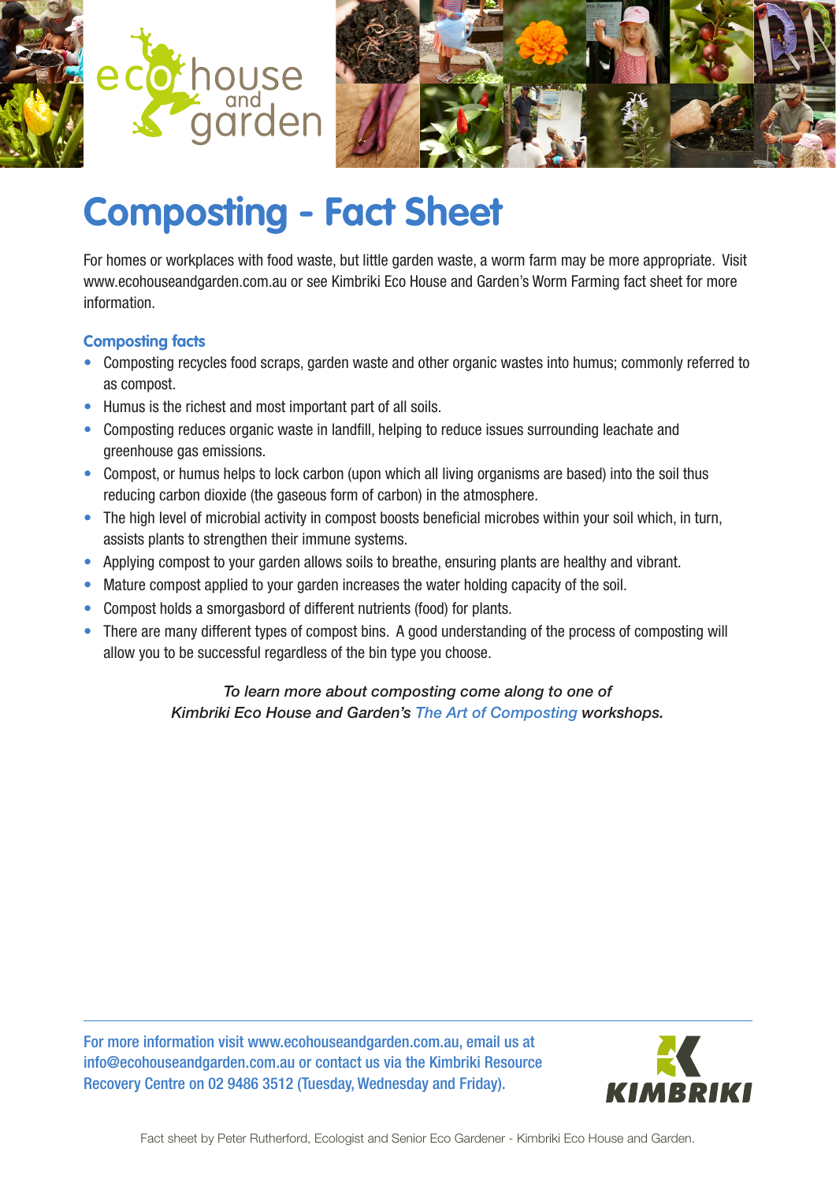# Composting - Fact Sheet

For homes or workplaces with food waste, but little garden waste, a worm farm may be more appropriate. Visit www.ecohouseandgarden.com.au or see Kimbriki Eco House and Garden's Worm Farming fact sheet for more information.

## Composting facts

- Composting recycles food scraps, garden waste and other organic wastes into humus; commonly referred to as compost.
- Humus is the richest and most important part of all soils.
- Composting reduces organic waste in landfill, helping to reduce issues surrounding leachate and greenhouse gas emissions.
- Compost, or humus helps to lock carbon (upon which all living organisms are based) into the soil thus reducing carbon dioxide (the gaseous form of carbon) in the atmosphere.
- The high level of microbial activity in compost boosts beneficial microbes within your soil which, in turn, assists plants to strengthen their immune systems.
- Applying compost to your garden allows soils to breathe, ensuring plants are healthy and vibrant.
- Mature compost applied to your garden increases the water holding capacity of the soil.
- Compost holds a smorgasbord of different nutrients (food) for plants.
- There are many different types of compost bins. A good understanding of the process of composting will allow you to be successful regardless of the bin type you choose.

*To learn more about composting come along to one of Kimbriki Eco House and Garden's The Art of Composting workshops.*

For more information visit www.ecohouseandgarden.com.au, email us at info@ecohouseandgarden.com.au or contact us via the Kimbriki Resource Recovery Centre on 02 9486 3512 (Tuesday, Wednesday and Friday).

KIMBRIKI

Fact sheet by Peter Rutherford, Ecologist and Senior Eco Gardener - Kimbriki Eco House and Garden.